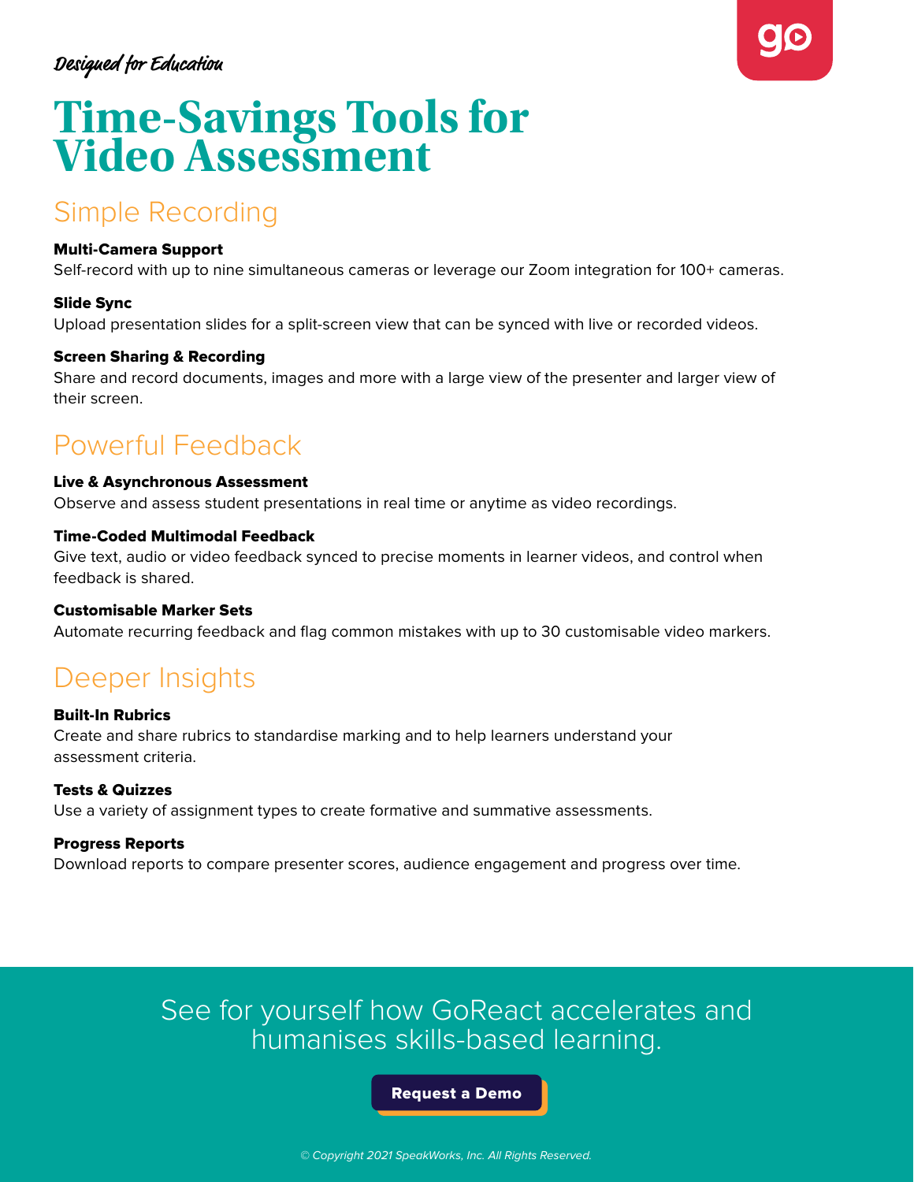*Designed for Education*

# Time-Savings Tools for Video Assessment

## Simple Recording

**Multi-Camera Support**
Self-record with up to nine simultaneous cameras or leverage our Zoom integration for 100+ cameras.

**Slide Sync**
Upload presentation slides for a split-screen view that can be synced with live or recorded videos.

**Screen Sharing & Recording**
Share and record documents, images and more with a large view of the presenter and larger view of their screen.

## Powerful Feedback

**Live & Asynchronous Assessment**
Observe and assess student presentations in real time or anytime as video recordings.

**Time-Coded Multimodal Feedback**
Give text, audio or video feedback synced to precise moments in learner videos, and control when feedback is shared.

**Customisable Marker Sets**
Automate recurring feedback and flag common mistakes with up to 30 customisable video markers.

## Deeper Insights

**Built-In Rubrics**
Create and share rubrics to standardise marking and to help learners understand your assessment criteria.

**Tests & Quizzes**
Use a variety of assignment types to create formative and summative assessments.

**Progress Reports**
Download reports to compare presenter scores, audience engagement and progress over time.

See for yourself how GoReact accelerates and humanises skills-based learning.

**Request a Demo**

*© Copyright 2021 SpeakWorks, Inc. All Rights Reserved.*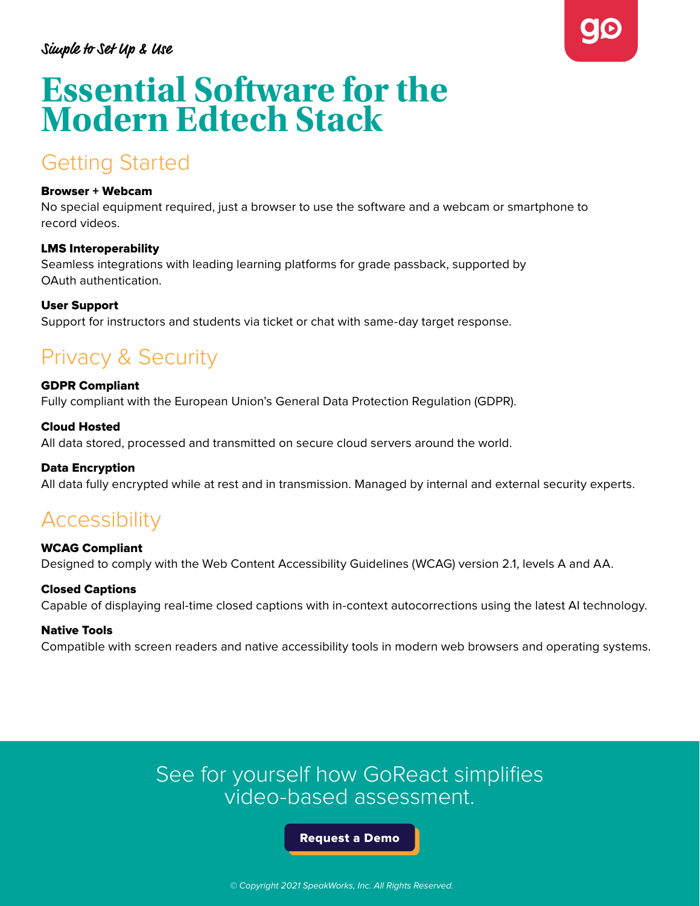*Simple to Set Up & Use*

# Essential Software for the Modern Edtech Stack

## Getting Started

**Browser + Webcam**
No special equipment required, just a browser to use the software and a webcam or smartphone to record videos.

**LMS Interoperability**
Seamless integrations with leading learning platforms for grade passback, supported by OAuth authentication.

**User Support**
Support for instructors and students via ticket or chat with same-day target response.

## Privacy & Security

**GDPR Compliant**
Fully compliant with the European Union's General Data Protection Regulation (GDPR).

**Cloud Hosted**
All data stored, processed and transmitted on secure cloud servers around the world.

**Data Encryption**
All data fully encrypted while at rest and in transmission. Managed by internal and external security experts.

## Accessibility

**WCAG Compliant**
Designed to comply with the Web Content Accessibility Guidelines (WCAG) version 2.1, levels A and AA.

**Closed Captions**
Capable of displaying real-time closed captions with in-context autocorrections using the latest AI technology.

**Native Tools**
Compatible with screen readers and native accessibility tools in modern web browsers and operating systems.

See for yourself how GoReact simplifies video-based assessment.

**Request a Demo**

*© Copyright 2021 SpeakWorks, Inc. All Rights Reserved.*